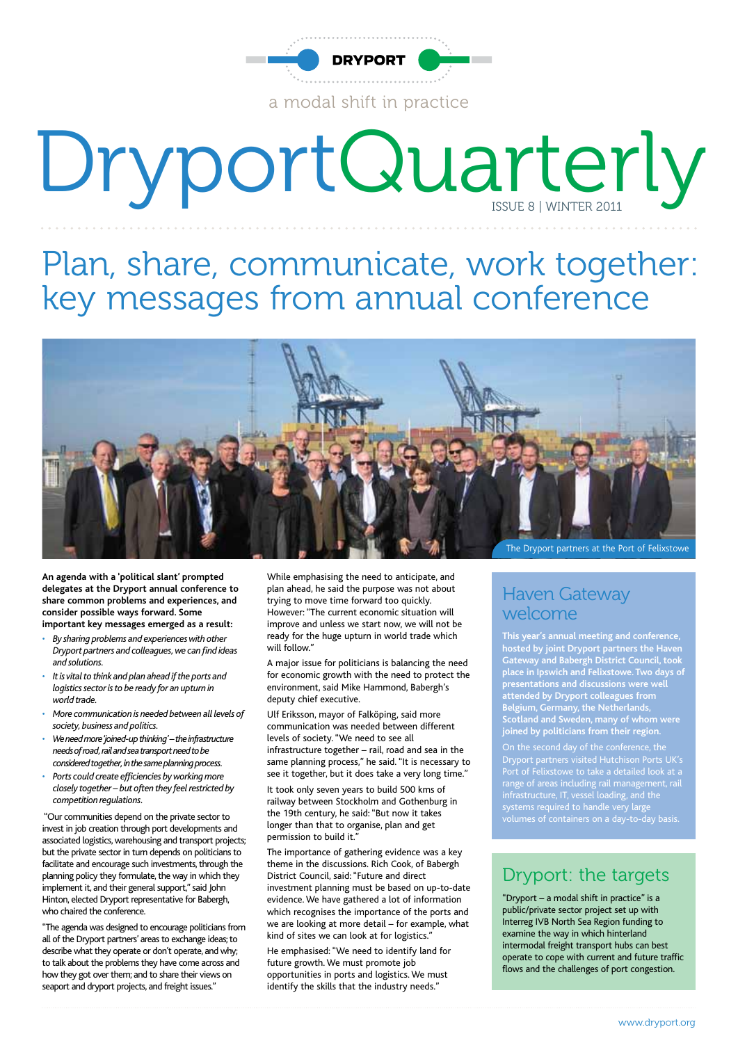DRYPORT

a modal shift in practice

# DryportQuarterly

ISSUE 8 | WINTER 2011

## Plan, share, communicate, work together: key messages from annual conference

The Dryport partners at the Port of Felixstowe

**An agenda with a 'political slant' prompted delegates at the Dryport annual conference to share common problems and experiences, and consider possible ways forward. Some important key messages emerged as a result:**

- *By sharing problems and experiences with other Dryport partners and colleagues, we can find ideas and solutions.*
- *It is vital to think and plan ahead if the ports and logistics sector is to be ready for an upturn in world trade.*
- *More communication is needed between all levels of society, business and politics.*
- *We need more 'joined-up thinking' – the infrastructure needs of road, rail and sea transport need to be considered together, in the same planning process.*
- *Ports could create efficiencies by working more closely together – but often they feel restricted by competition regulations.*

"Our communities depend on the private sector to invest in job creation through port developments and associated logistics, warehousing and transport projects; but the private sector in turn depends on politicians to facilitate and encourage such investments, through the planning policy they formulate, the way in which they implement it, and their general support," said John Hinton, elected Dryport representative for Babergh, who chaired the conference.

"The agenda was designed to encourage politicians from all of the Dryport partners' areas to exchange ideas; to describe what they operate or don't operate, and why; to talk about the problems they have come across and how they got over them; and to share their views on seaport and dryport projects, and freight issues."

While emphasising the need to anticipate, and plan ahead, he said the purpose was not about trying to move time forward too quickly. However: "The current economic situation will improve and unless we start now, we will not be ready for the huge upturn in world trade which will follow."

A major issue for politicians is balancing the need for economic growth with the need to protect the environment, said Mike Hammond, Babergh's deputy chief executive.

Ulf Eriksson, mayor of Falköping, said more communication was needed between different levels of society. "We need to see all infrastructure together – rail, road and sea in the same planning process," he said. "It is necessary to see it together, but it does take a very long time."

It took only seven years to build 500 kms of railway between Stockholm and Gothenburg in the 19th century, he said: "But now it takes longer than that to organise, plan and get permission to build it."

The importance of gathering evidence was a key theme in the discussions. Rich Cook, of Babergh District Council, said: "Future and direct investment planning must be based on up-to-date evidence. We have gathered a lot of information which recognises the importance of the ports and we are looking at more detail – for example, what kind of sites we can look at for logistics."

He emphasised: "We need to identify land for future growth. We must promote job opportunities in ports and logistics. We must identify the skills that the industry needs."

### Haven Gateway welcome

**This year's annual meeting and conference, hosted by joint Dryport partners the Haven Gateway and Babergh District Council, took place in Ipswich and Felixstowe. Two days of presentations and discussions were well attended by Dryport colleagues from Belgium, Germany, the Netherlands, Scotland and Sweden, many of whom were joined by politicians from their region.**

On the second day of the conference, the Dryport partners visited Hutchison Ports UK's Port of Felixstowe to take a detailed look at a range of areas including rail management, rail infrastructure, IT, vessel loading, and the systems required to handle very large volumes of containers on a day-to-day basis.

### Dryport: the targets

"Dryport – a modal shift in practice" is a public/private sector project set up with Interreg IVB North Sea Region funding to examine the way in which hinterland intermodal freight transport hubs can best operate to cope with current and future traffic flows and the challenges of port congestion.

www.dryport.org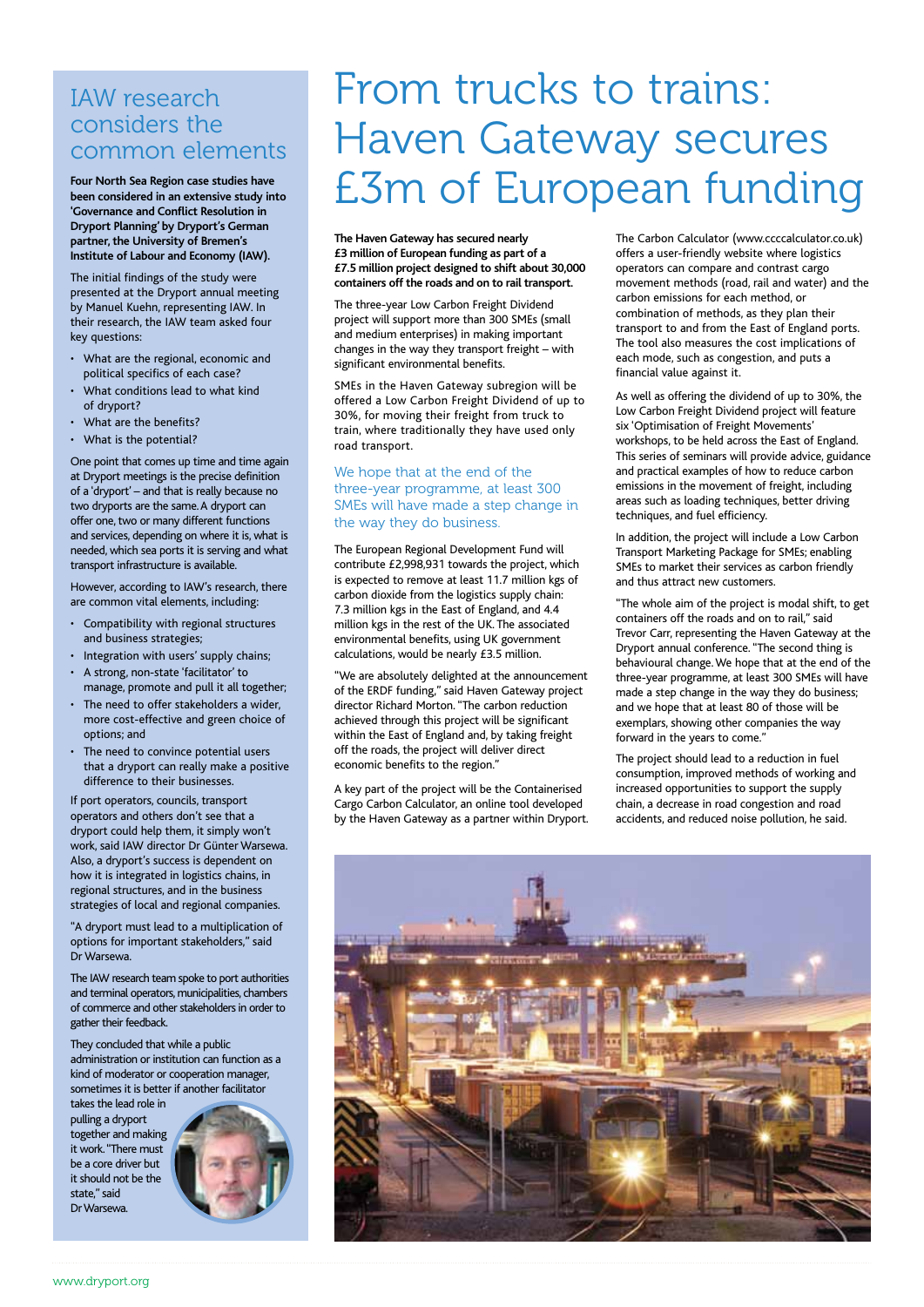## IAW research considers the common elements

**Four North Sea Region case studies have been considered in an extensive study into 'Governance and Conflict Resolution in Dryport Planning' by Dryport's German partner, the University of Bremen's Institute of Labour and Economy (IAW).**

The initial findings of the study were presented at the Dryport annual meeting by Manuel Kuehn, representing IAW. In their research, the IAW team asked four key questions:

- What are the regional, economic and political specifics of each case?
- What conditions lead to what kind of dryport?
- What are the benefits?
- What is the potential?

One point that comes up time and time again at Dryport meetings is the precise definition of a 'dryport' – and that is really because no two dryports are the same. A dryport can offer one, two or many different functions and services, depending on where it is, what is needed, which sea ports it is serving and what transport infrastructure is available.

However, according to IAW's research, there are common vital elements, including:

- Compatibility with regional structures and business strategies;
- Integration with users' supply chains;
- A strong, non-state 'facilitator' to manage, promote and pull it all together;
- The need to offer stakeholders a wider, more cost-effective and green choice of options; and
- The need to convince potential users that a dryport can really make a positive difference to their businesses.

If port operators, councils, transport operators and others don't see that a dryport could help them, it simply won't work, said IAW director Dr Günter Warsewa. Also, a dryport's success is dependent on how it is integrated in logistics chains, in regional structures, and in the business strategies of local and regional companies.

"A dryport must lead to a multiplication of options for important stakeholders," said Dr Warsewa.

The IAW research team spoke to port authorities and terminal operators, municipalities, chambers of commerce and other stakeholders in order to gather their feedback.

They concluded that while a public administration or institution can function as a kind of moderator or cooperation manager, sometimes it is better if another facilitator takes the lead role in pulling a dryport together and making it work. "There must be a core driver but it should not be the state," said Dr Warsewa.

# From trucks to trains: Haven Gateway secures £3m of European funding

**The Haven Gateway has secured nearly £3 million of European funding as part of a £7.5 million project designed to shift about 30,000 containers off the roads and on to rail transport.**

The three-year Low Carbon Freight Dividend project will support more than 300 SMEs (small and medium enterprises) in making important changes in the way they transport freight – with significant environmental benefits.

SMEs in the Haven Gateway subregion will be offered a Low Carbon Freight Dividend of up to 30%, for moving their freight from truck to train, where traditionally they have used only road transport.

> We hope that at the end of the three-year programme, at least 300 SMEs will have made a step change in the way they do business.

The European Regional Development Fund will contribute £2,998,931 towards the project, which is expected to remove at least 11.7 million kgs of carbon dioxide from the logistics supply chain: 7.3 million kgs in the East of England, and 4.4 million kgs in the rest of the UK. The associated environmental benefits, using UK government calculations, would be nearly £3.5 million.

"We are absolutely delighted at the announcement of the ERDF funding," said Haven Gateway project director Richard Morton. "The carbon reduction achieved through this project will be significant within the East of England and, by taking freight off the roads, the project will deliver direct economic benefits to the region."

A key part of the project will be the Containerised Cargo Carbon Calculator, an online tool developed by the Haven Gateway as a partner within Dryport.

The Carbon Calculator (www.ccccalculator.co.uk) offers a user-friendly website where logistics operators can compare and contrast cargo movement methods (road, rail and water) and the carbon emissions for each method, or combination of methods, as they plan their transport to and from the East of England ports. The tool also measures the cost implications of each mode, such as congestion, and puts a financial value against it.

As well as offering the dividend of up to 30%, the Low Carbon Freight Dividend project will feature six 'Optimisation of Freight Movements' workshops, to be held across the East of England. This series of seminars will provide advice, guidance and practical examples of how to reduce carbon emissions in the movement of freight, including areas such as loading techniques, better driving techniques, and fuel efficiency.

In addition, the project will include a Low Carbon Transport Marketing Package for SMEs; enabling SMEs to market their services as carbon friendly and thus attract new customers.

"The whole aim of the project is modal shift, to get containers off the roads and on to rail," said Trevor Carr, representing the Haven Gateway at the Dryport annual conference. "The second thing is behavioural change. We hope that at the end of the three-year programme, at least 300 SMEs will have made a step change in the way they do business; and we hope that at least 80 of those will be exemplars, showing other companies the way forward in the years to come."

The project should lead to a reduction in fuel consumption, improved methods of working and increased opportunities to support the supply chain, a decrease in road congestion and road accidents, and reduced noise pollution, he said.

www.dryport.org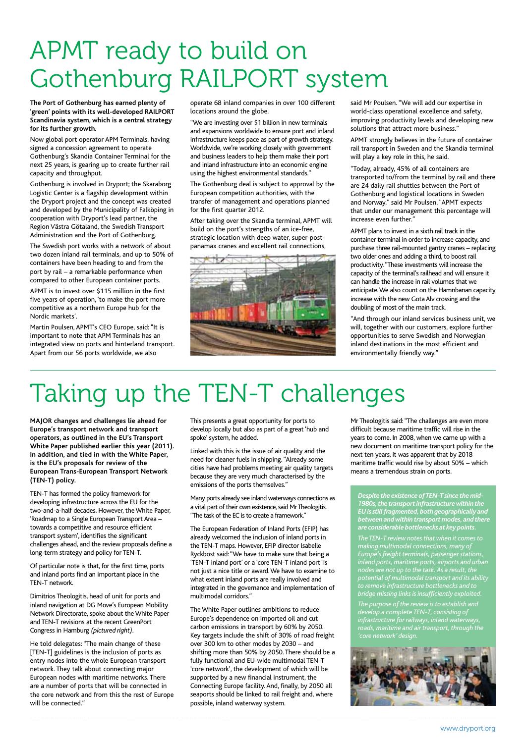# APMT ready to build on Gothenburg RAILPORT system

**The Port of Gothenburg has earned plenty of 'green' points with its well-developed RAILPORT Scandinavia system, which is a central strategy for its further growth.**

Now global port operator APM Terminals, having signed a concession agreement to operate Gothenburg's Skandia Container Terminal for the next 25 years, is gearing up to create further rail capacity and throughput.

Gothenburg is involved in Dryport; the Skaraborg Logistic Center is a flagship development within the Dryport project and the concept was created and developed by the Municipality of Falköping in cooperation with Dryport's lead partner, the Region Västra Götaland, the Swedish Transport Administration and the Port of Gothenburg.

The Swedish port works with a network of about two dozen inland rail terminals, and up to 50% of containers have been heading to and from the port by rail – a remarkable performance when compared to other European container ports.

APMT is to invest over $115 million in the first five years of operation, 'to make the port more competitive as a northern Europe hub for the Nordic markets'.

Martin Poulsen, APMT's CEO Europe, said: "It is important to note that APM Terminals has an integrated view on ports and hinterland transport. Apart from our 56 ports worldwide, we also operate 68 inland companies in over 100 different locations around the globe.

"We are investing over $1 billion in new terminals and expansions worldwide to ensure port and inland infrastructure keeps pace as part of growth strategy. Worldwide, we're working closely with government and business leaders to help them make their port and inland infrastructure into an economic engine using the highest environmental standards."

The Gothenburg deal is subject to approval by the European competition authorities, with the transfer of management and operations planned for the first quarter 2012.

After taking over the Skandia terminal, APMT will build on the port's strengths of an ice-free, strategic location with deep water, super-post-panamax cranes and excellent rail connections, said Mr Poulsen. "We will add our expertise in world-class operational excellence and safety, improving productivity levels and developing new solutions that attract more business."

APMT strongly believes in the future of container rail transport in Sweden and the Skandia terminal will play a key role in this, he said.

"Today, already, 45% of all containers are transported to/from the terminal by rail and there are 24 daily rail shuttles between the Port of Gothenburg and logistical locations in Sweden and Norway," said Mr Poulsen. "APMT expects that under our management this percentage will increase even further."

APMT plans to invest in a sixth rail track in the container terminal in order to increase capacity, and purchase three rail-mounted gantry cranes – replacing two older ones and adding a third, to boost rail productivity. "These investments will increase the capacity of the terminal's railhead and will ensure it can handle the increase in rail volumes that we anticipate. We also count on the Hamnbanan capacity increase with the new Gota Alv crossing and the doubling of most of the main track.

"And through our inland services business unit, we will, together with our customers, explore further opportunities to serve Swedish and Norwegian inland destinations in the most efficient and environmentally friendly way."

# Taking up the TEN-T challenges

**MAJOR changes and challenges lie ahead for Europe's transport network and transport operators, as outlined in the EU's Transport White Paper published earlier this year (2011). In addition, and tied in with the White Paper, is the EU's proposals for review of the European Trans-European Transport Network (TEN-T) policy.**

TEN-T has formed the policy framework for developing infrastructure across the EU for the two-and-a-half decades. However, the White Paper, 'Roadmap to a Single European Transport Area – towards a competitive and resource efficient transport system', identifies the significant challenges ahead, and the review proposals define a long-term strategy and policy for TEN-T.

Of particular note is that, for the first time, ports and inland ports find an important place in the TEN-T network.

Dimitrios Theologitis, head of unit for ports and inland navigation at DG Move's European Mobility Network Directorate, spoke about the White Paper and TEN-T revisions at the recent GreenPort Congress in Hamburg *(pictured right)*.

He told delegates: "The main change of these [TEN-T] guidelines is the inclusion of ports as entry nodes into the whole European transport network. They talk about connecting major European nodes with maritime networks. There are a number of ports that will be connected in the core network and from this the rest of Europe will be connected."

This presents a great opportunity for ports to develop locally but also as part of a great 'hub and spoke' system, he added.

Linked with this is the issue of air quality and the need for cleaner fuels in shipping. "Already some cities have had problems meeting air quality targets because they are very much characterised by the emissions of the ports themselves."

Many ports already see inland waterways connections as a vital part of their own existence, said Mr Theologitis. "The task of the EC is to create a framework."

The European Federation of Inland Ports (EFIP) has already welcomed the inclusion of inland ports in the TEN-T maps. However, EFIP director Isabelle Ryckbost said: "We have to make sure that being a 'TEN-T inland port' or a 'core TEN-T inland port' is not just a nice title or award. We have to examine to what extent inland ports are really involved and integrated in the governance and implementation of multimodal corridors."

The White Paper outlines ambitions to reduce Europe's dependence on imported oil and cut carbon emissions in transport by 60% by 2050. Key targets include the shift of 30% of road freight over 300 km to other modes by 2030 – and shifting more than 50% by 2050. There should be a fully functional and EU-wide multimodal TEN-T 'core network', the development of which will be supported by a new financial instrument, the Connecting Europe facility. And, finally, by 2050 all seaports should be linked to rail freight and, where possible, inland waterway system.

Mr Theologitis said: "The challenges are even more difficult because maritime traffic will rise in the years to come. In 2008, when we came up with a new document on maritime transport policy for the next ten years, it was apparent that by 2018 maritime traffic would rise by about 50% – which means a tremendous strain on ports.

***Despite the existence of TEN-T since the mid-1980s, the transport infrastructure within the EU is still fragmented, both geographically and between and within transport modes, and there are considerable bottlenecks at key points.***

*The TEN-T review notes that when it comes to making multimodal connections, many of Europe's freight terminals, passenger stations, inland ports, maritime ports, airports and urban nodes are not up to the task. As a result, the potential of multimodal transport and its ability to remove infrastructure bottlenecks and to bridge missing links is insufficiently exploited.*

*The purpose of the review is to establish and develop a complete TEN-T, consisting of infrastructure for railways, inland waterways, roads, maritime and air transport, through the 'core network' design.*

www.dryport.org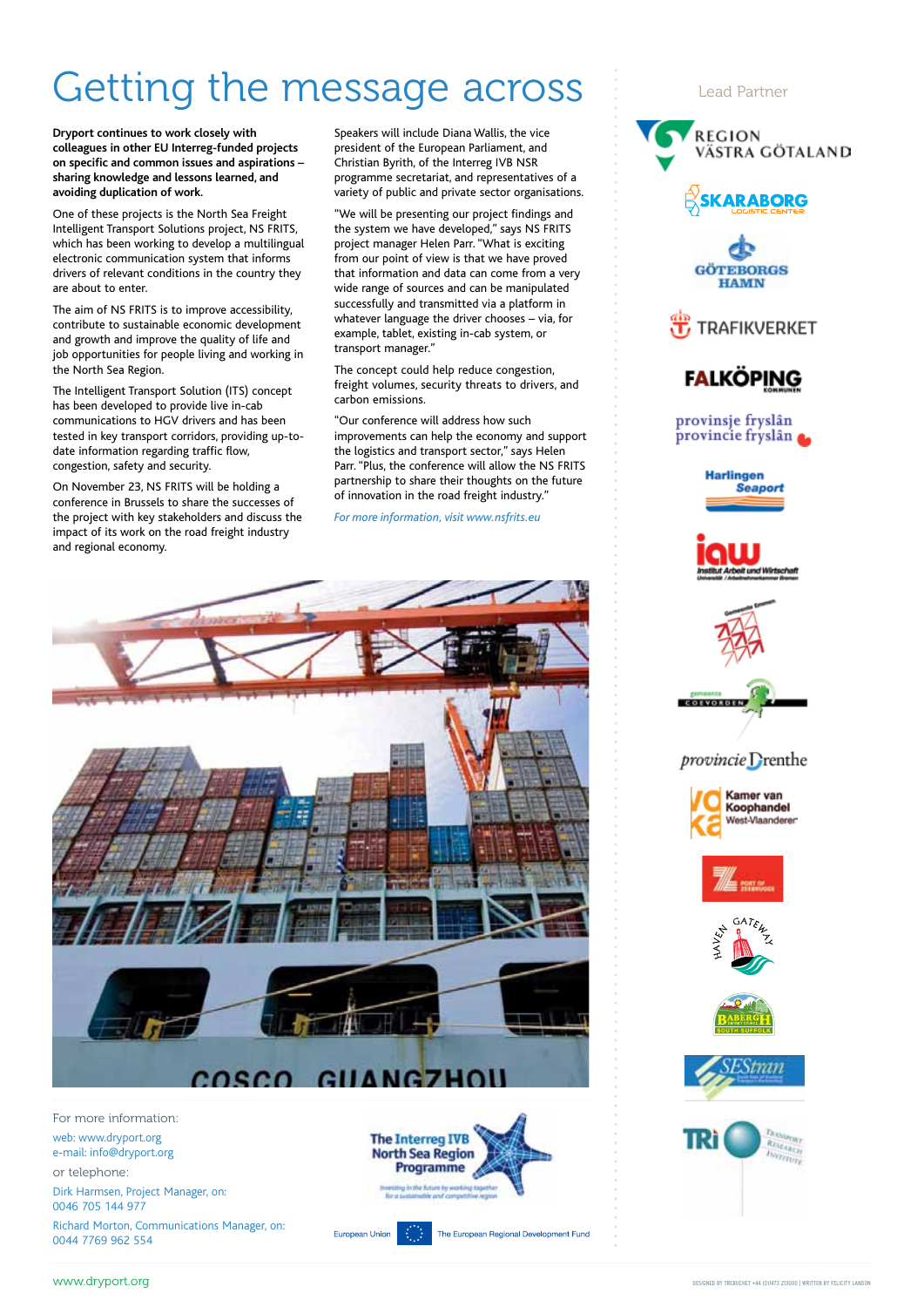# Getting the message across

**Dryport continues to work closely with colleagues in other EU Interreg-funded projects on specific and common issues and aspirations – sharing knowledge and lessons learned, and avoiding duplication of work.**

One of these projects is the North Sea Freight Intelligent Transport Solutions project, NS FRITS, which has been working to develop a multilingual electronic communication system that informs drivers of relevant conditions in the country they are about to enter.

The aim of NS FRITS is to improve accessibility, contribute to sustainable economic development and growth and improve the quality of life and job opportunities for people living and working in the North Sea Region.

The Intelligent Transport Solution (ITS) concept has been developed to provide live in-cab communications to HGV drivers and has been tested in key transport corridors, providing up-to-date information regarding traffic flow, congestion, safety and security.

On November 23, NS FRITS will be holding a conference in Brussels to share the successes of the project with key stakeholders and discuss the impact of its work on the road freight industry and regional economy.

Speakers will include Diana Wallis, the vice president of the European Parliament, and Christian Byrith, of the Interreg IVB NSR programme secretariat, and representatives of a variety of public and private sector organisations.

"We will be presenting our project findings and the system we have developed," says NS FRITS project manager Helen Parr. "What is exciting from our point of view is that we have proved that information and data can come from a very wide range of sources and can be manipulated successfully and transmitted via a platform in whatever language the driver chooses – via, for example, tablet, existing in-cab system, or transport manager."

The concept could help reduce congestion, freight volumes, security threats to drivers, and carbon emissions.

"Our conference will address how such improvements can help the economy and support the logistics and transport sector," says Helen Parr. "Plus, the conference will allow the NS FRITS partnership to share their thoughts on the future of innovation in the road freight industry."

*For more information, visit www.nsfrits.eu*

For more information:

web: www.dryport.org
e-mail: info@dryport.org

or telephone:

Dirk Harmsen, Project Manager, on:
0046 705 144 977

Richard Morton, Communications Manager, on:
0044 7769 962 554

The Interreg IVB North Sea Region Programme

Investing in the future by working together for a sustainable and competitive region

European Union — The European Regional Development Fund

Lead Partner

REGION VÄSTRA GÖTALAND

SKARABORG LOGISTIC CENTER

GÖTEBORGS HAMN

TRAFIKVERKET

FALKÖPING KOMMUNEN

provinsje fryslân
provincie fryslân

Harlingen Seaport

iaw Institut Arbeit und Wirtschaft

Gemeente Emmen

gemeente Coevorden

provincie Drenthe

voka Kamer van Koophandel West-Vlaanderen

Port of Zeebrugge

Haven Gateway

Babergh South Suffolk

SEStran

TRi Transport Research Institute

www.dryport.org

DESIGNED BY TREBUCHET +44 (0)1473 213000 | WRITTEN BY FELICITY LANDON